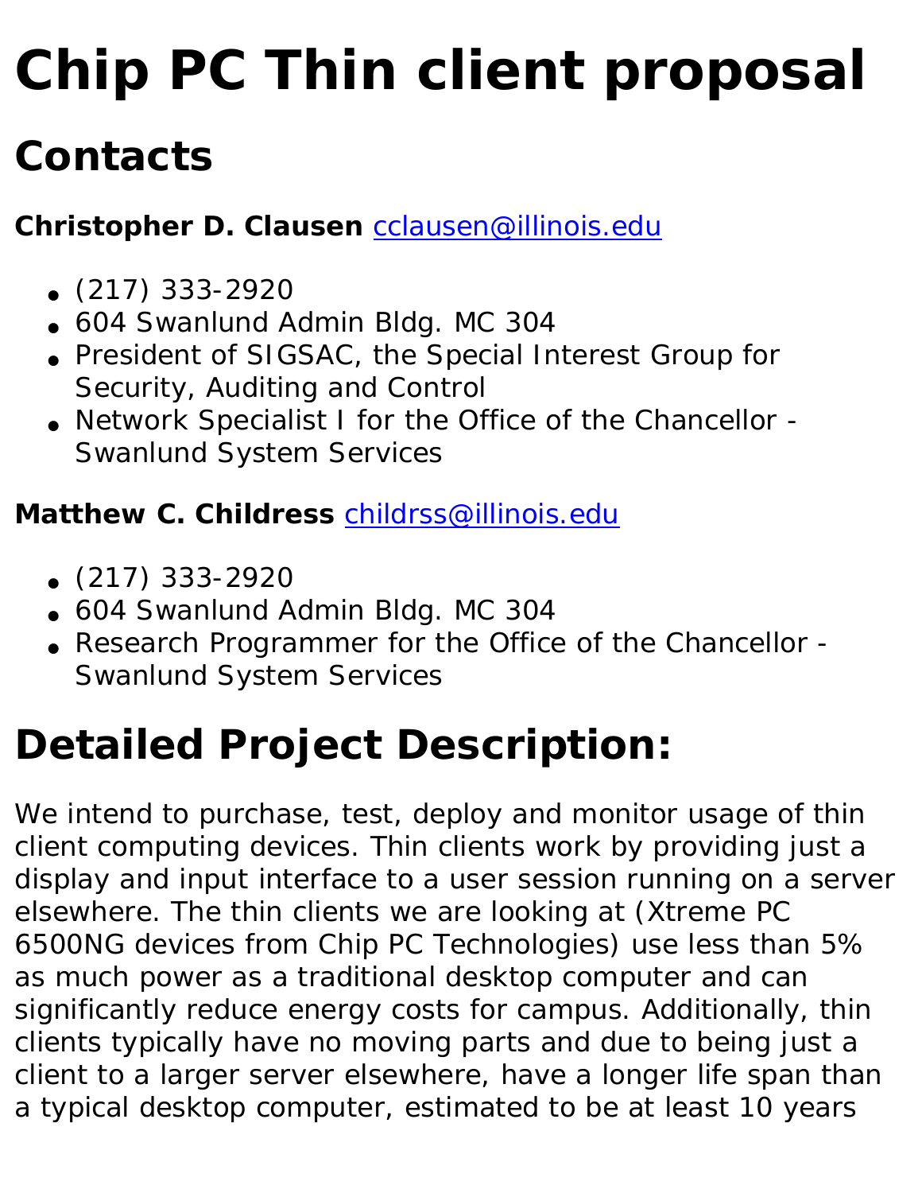# Chip PC Thin client proposal

## Contacts

**Christopher D. Clausen** cclausen@illinois.edu

- (217) 333-2920
- 604 Swanlund Admin Bldg. MC 304
- President of SIGSAC, the Special Interest Group for Security, Auditing and Control
- Network Specialist I for the Office of the Chancellor - Swanlund System Services

**Matthew C. Childress** childrss@illinois.edu

- (217) 333-2920
- 604 Swanlund Admin Bldg. MC 304
- Research Programmer for the Office of the Chancellor - Swanlund System Services

# Detailed Project Description:

We intend to purchase, test, deploy and monitor usage of thin client computing devices. Thin clients work by providing just a display and input interface to a user session running on a server elsewhere. The thin clients we are looking at (Xtreme PC 6500NG devices from Chip PC Technologies) use less than 5% as much power as a traditional desktop computer and can significantly reduce energy costs for campus. Additionally, thin clients typically have no moving parts and due to being just a client to a larger server elsewhere, have a longer life span than a typical desktop computer, estimated to be at least 10 years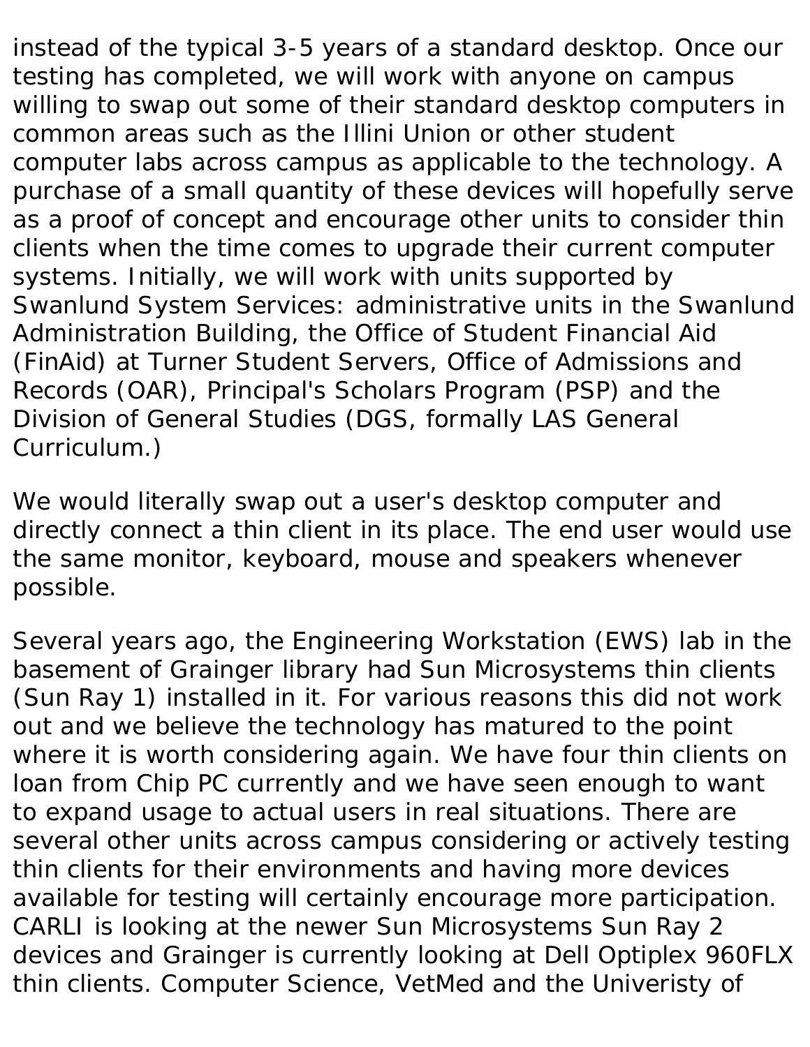instead of the typical 3-5 years of a standard desktop. Once our testing has completed, we will work with anyone on campus willing to swap out some of their standard desktop computers in common areas such as the Illini Union or other student computer labs across campus as applicable to the technology. A purchase of a small quantity of these devices will hopefully serve as a proof of concept and encourage other units to consider thin clients when the time comes to upgrade their current computer systems. Initially, we will work with units supported by Swanlund System Services: administrative units in the Swanlund Administration Building, the Office of Student Financial Aid (FinAid) at Turner Student Servers, Office of Admissions and Records (OAR), Principal's Scholars Program (PSP) and the Division of General Studies (DGS, formally LAS General Curriculum.)

We would literally swap out a user's desktop computer and directly connect a thin client in its place. The end user would use the same monitor, keyboard, mouse and speakers whenever possible.

Several years ago, the Engineering Workstation (EWS) lab in the basement of Grainger library had Sun Microsystems thin clients (Sun Ray 1) installed in it. For various reasons this did not work out and we believe the technology has matured to the point where it is worth considering again. We have four thin clients on loan from Chip PC currently and we have seen enough to want to expand usage to actual users in real situations. There are several other units across campus considering or actively testing thin clients for their environments and having more devices available for testing will certainly encourage more participation. CARLI is looking at the newer Sun Microsystems Sun Ray 2 devices and Grainger is currently looking at Dell Optiplex 960FLX thin clients. Computer Science, VetMed and the Univeristy of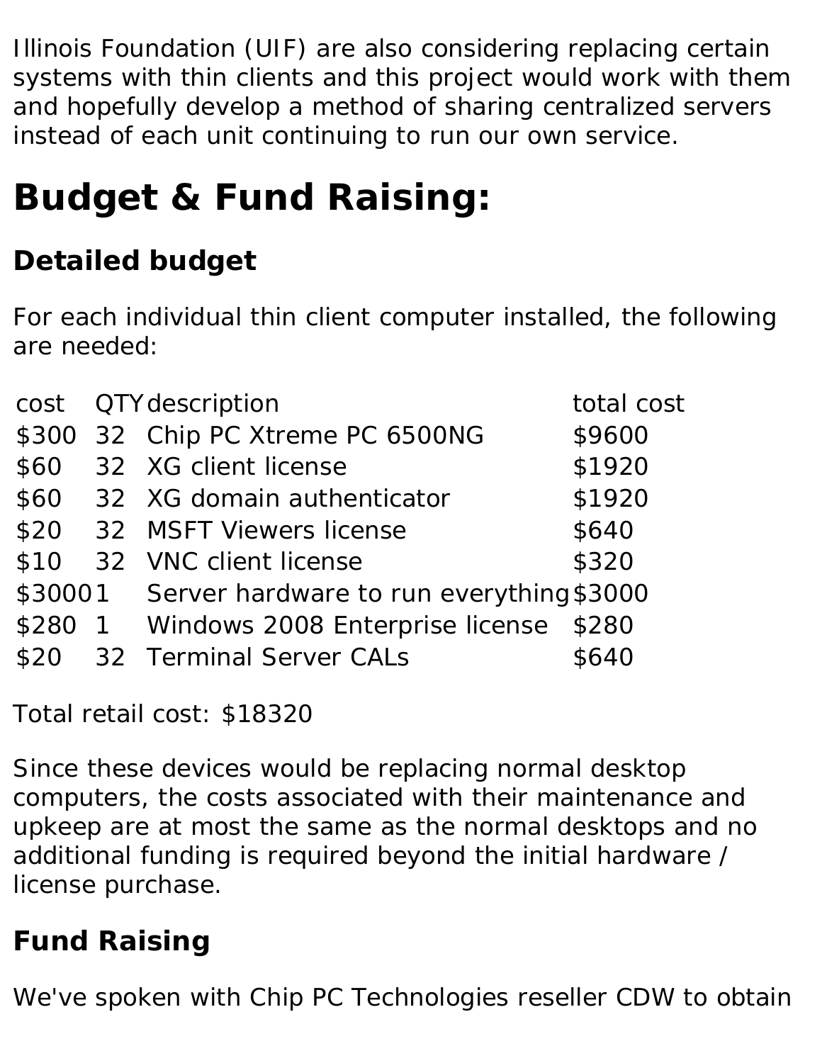Illinois Foundation (UIF) are also considering replacing certain systems with thin clients and this project would work with them and hopefully develop a method of sharing centralized servers instead of each unit continuing to run our own service.

# Budget & Fund Raising:

## Detailed budget

For each individual thin client computer installed, the following are needed:

| cost | QTY | description | total cost |
|---|---|---|---|
| $300 | 32 | Chip PC Xtreme PC 6500NG | $9600 |
| $60 | 32 | XG client license | $1920 |
| $60 | 32 | XG domain authenticator | $1920 |
| $20 | 32 | MSFT Viewers license | $640 |
| $10 | 32 | VNC client license | $320 |
| $3000 | 1 | Server hardware to run everything | $3000 |
| $280 | 1 | Windows 2008 Enterprise license | $280 |
| $20 | 32 | Terminal Server CALs | $640 |

Total retail cost: $18320

Since these devices would be replacing normal desktop computers, the costs associated with their maintenance and upkeep are at most the same as the normal desktops and no additional funding is required beyond the initial hardware / license purchase.

## Fund Raising

We've spoken with Chip PC Technologies reseller CDW to obtain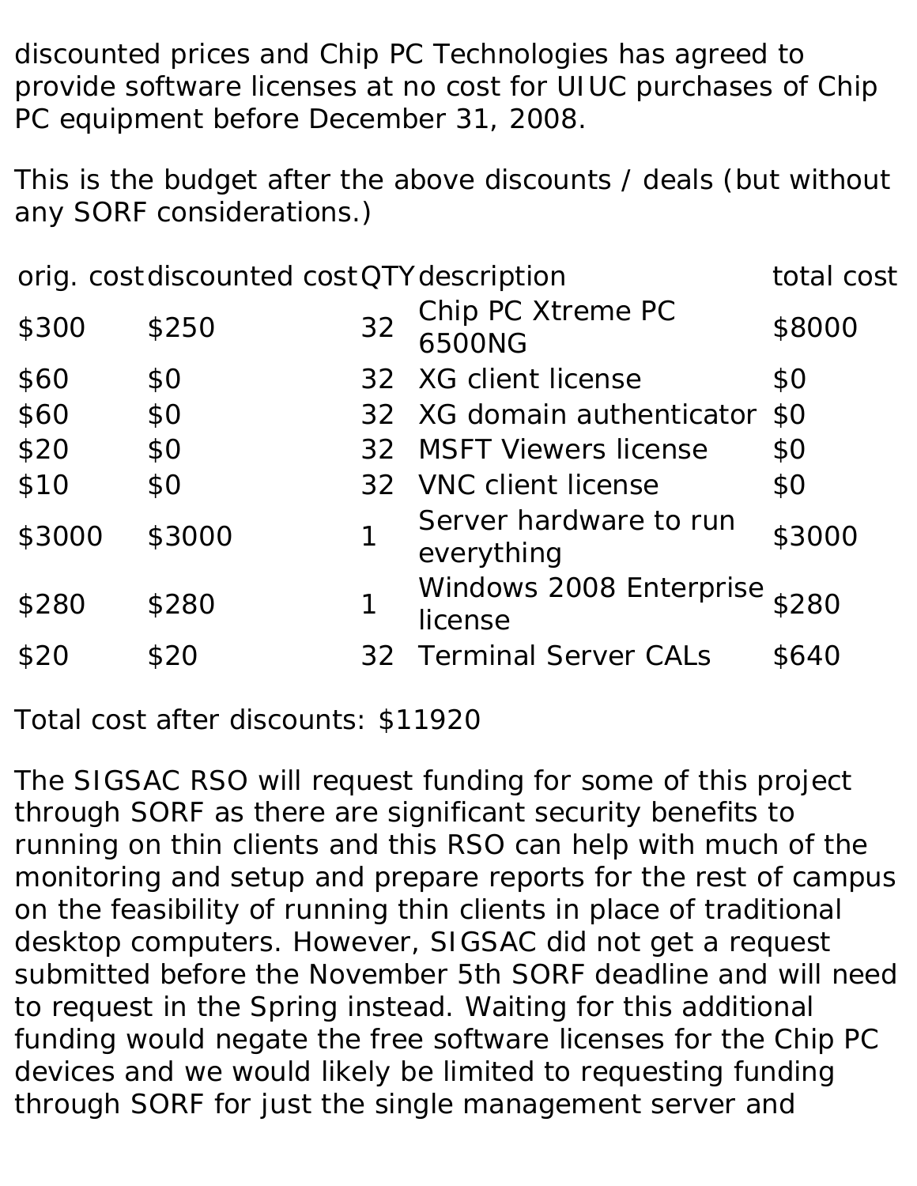discounted prices and Chip PC Technologies has agreed to provide software licenses at no cost for UIUC purchases of Chip PC equipment before December 31, 2008.

This is the budget after the above discounts / deals (but without any SORF considerations.)

| orig. cost | discounted cost | QTY | description | total cost |
|---|---|---|---|---|
| $300 | $250 | 32 | Chip PC Xtreme PC 6500NG | $8000 |
| $60 | $0 | 32 | XG client license | $0 |
| $60 | $0 | 32 | XG domain authenticator | $0 |
| $20 | $0 | 32 | MSFT Viewers license | $0 |
| $10 | $0 | 32 | VNC client license | $0 |
| $3000 | $3000 | 1 | Server hardware to run everything | $3000 |
| $280 | $280 | 1 | Windows 2008 Enterprise license | $280 |
| $20 | $20 | 32 | Terminal Server CALs | $640 |

Total cost after discounts: $11920

The SIGSAC RSO will request funding for some of this project through SORF as there are significant security benefits to running on thin clients and this RSO can help with much of the monitoring and setup and prepare reports for the rest of campus on the feasibility of running thin clients in place of traditional desktop computers. However, SIGSAC did not get a request submitted before the November 5th SORF deadline and will need to request in the Spring instead. Waiting for this additional funding would negate the free software licenses for the Chip PC devices and we would likely be limited to requesting funding through SORF for just the single management server and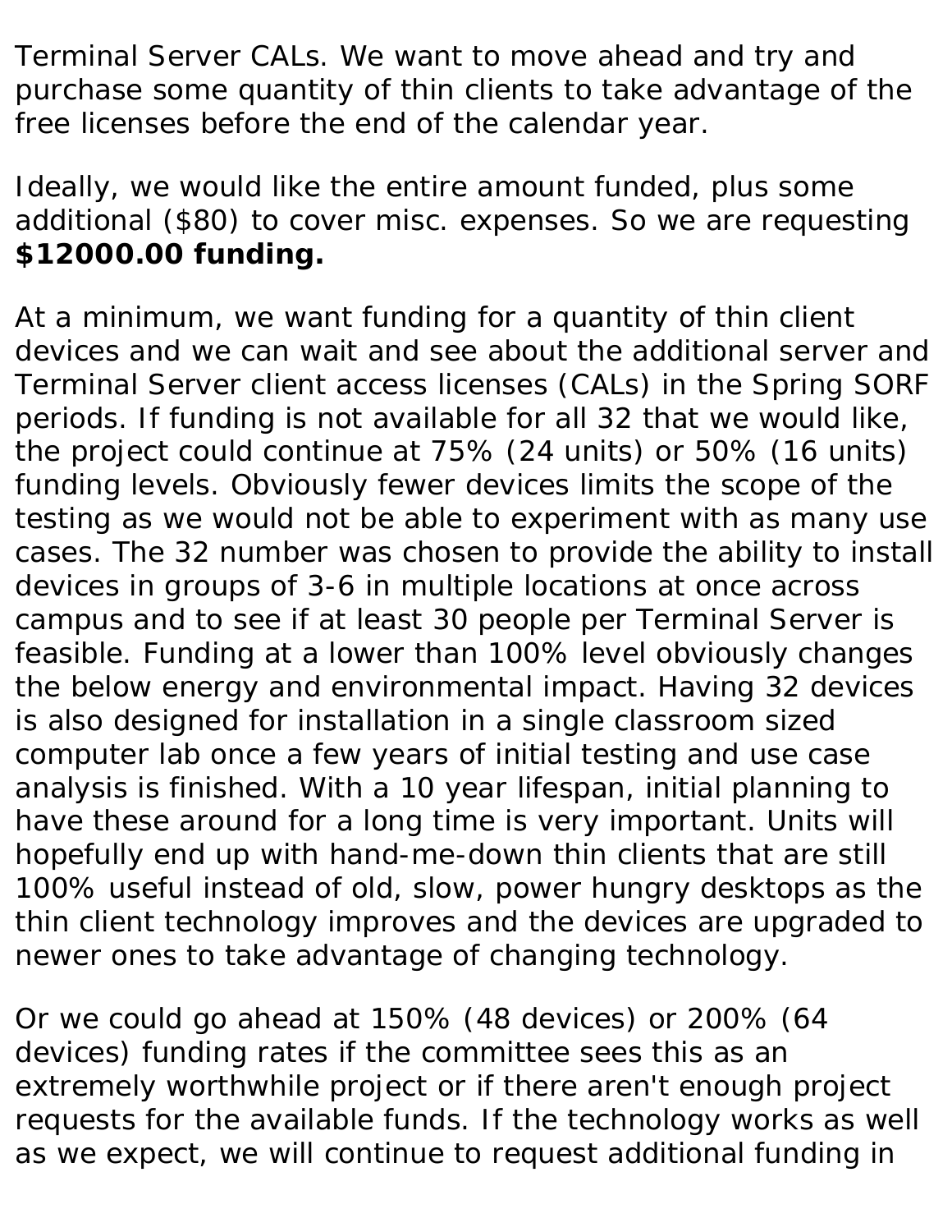Terminal Server CALs. We want to move ahead and try and purchase some quantity of thin clients to take advantage of the free licenses before the end of the calendar year.

Ideally, we would like the entire amount funded, plus some additional ($80) to cover misc. expenses. So we are requesting **$12000.00 funding.**

At a minimum, we want funding for a quantity of thin client devices and we can wait and see about the additional server and Terminal Server client access licenses (CALs) in the Spring SORF periods. If funding is not available for all 32 that we would like, the project could continue at 75% (24 units) or 50% (16 units) funding levels. Obviously fewer devices limits the scope of the testing as we would not be able to experiment with as many use cases. The 32 number was chosen to provide the ability to install devices in groups of 3-6 in multiple locations at once across campus and to see if at least 30 people per Terminal Server is feasible. Funding at a lower than 100% level obviously changes the below energy and environmental impact. Having 32 devices is also designed for installation in a single classroom sized computer lab once a few years of initial testing and use case analysis is finished. With a 10 year lifespan, initial planning to have these around for a long time is very important. Units will hopefully end up with hand-me-down thin clients that are still 100% useful instead of old, slow, power hungry desktops as the thin client technology improves and the devices are upgraded to newer ones to take advantage of changing technology.

Or we could go ahead at 150% (48 devices) or 200% (64 devices) funding rates if the committee sees this as an extremely worthwhile project or if there aren't enough project requests for the available funds. If the technology works as well as we expect, we will continue to request additional funding in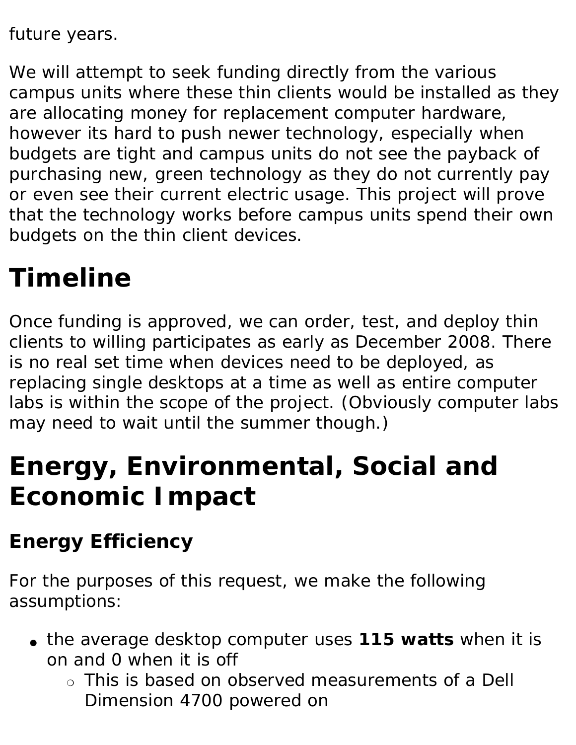future years.

We will attempt to seek funding directly from the various campus units where these thin clients would be installed as they are allocating money for replacement computer hardware, however its hard to push newer technology, especially when budgets are tight and campus units do not see the payback of purchasing new, green technology as they do not currently pay or even see their current electric usage. This project will prove that the technology works before campus units spend their own budgets on the thin client devices.

# Timeline

Once funding is approved, we can order, test, and deploy thin clients to willing participates as early as December 2008. There is no real set time when devices need to be deployed, as replacing single desktops at a time as well as entire computer labs is within the scope of the project. (Obviously computer labs may need to wait until the summer though.)

# Energy, Environmental, Social and Economic Impact

## Energy Efficiency

For the purposes of this request, we make the following assumptions:

- the average desktop computer uses **115 watts** when it is on and 0 when it is off
  - This is based on observed measurements of a Dell Dimension 4700 powered on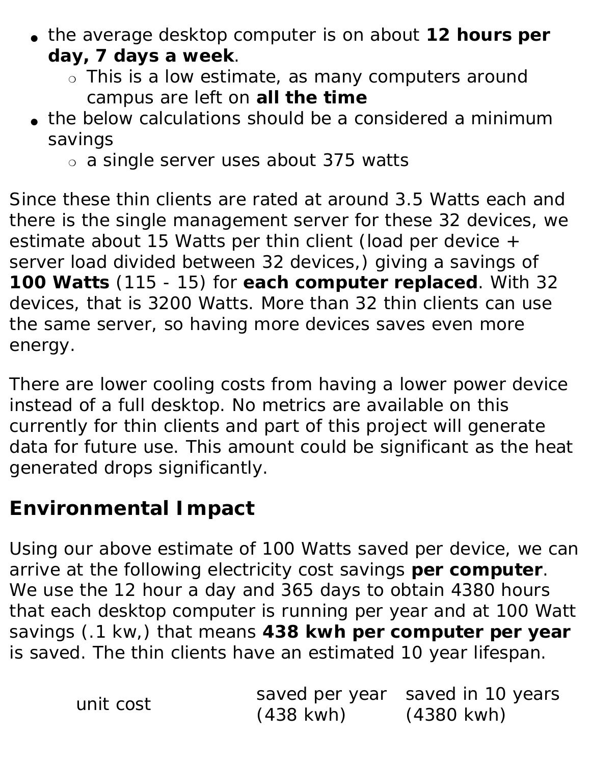- the average desktop computer is on about **12 hours per day, 7 days a week**.
  - This is a low estimate, as many computers around campus are left on **all the time**
- the below calculations should be a considered a minimum savings
  - a single server uses about 375 watts

Since these thin clients are rated at around 3.5 Watts each and there is the single management server for these 32 devices, we estimate about 15 Watts per thin client (load per device + server load divided between 32 devices,) giving a savings of **100 Watts** (115 - 15) for **each computer replaced**. With 32 devices, that is 3200 Watts. More than 32 thin clients can use the same server, so having more devices saves even more energy.

There are lower cooling costs from having a lower power device instead of a full desktop. No metrics are available on this currently for thin clients and part of this project will generate data for future use. This amount could be significant as the heat generated drops significantly.

## Environmental Impact

Using our above estimate of 100 Watts saved per device, we can arrive at the following electricity cost savings **per computer**. We use the 12 hour a day and 365 days to obtain 4380 hours that each desktop computer is running per year and at 100 Watt savings (.1 kw,) that means **438 kwh per computer per year** is saved. The thin clients have an estimated 10 year lifespan.

| unit cost | saved per year (438 kwh) | saved in 10 years (4380 kwh) |
|---|---|---|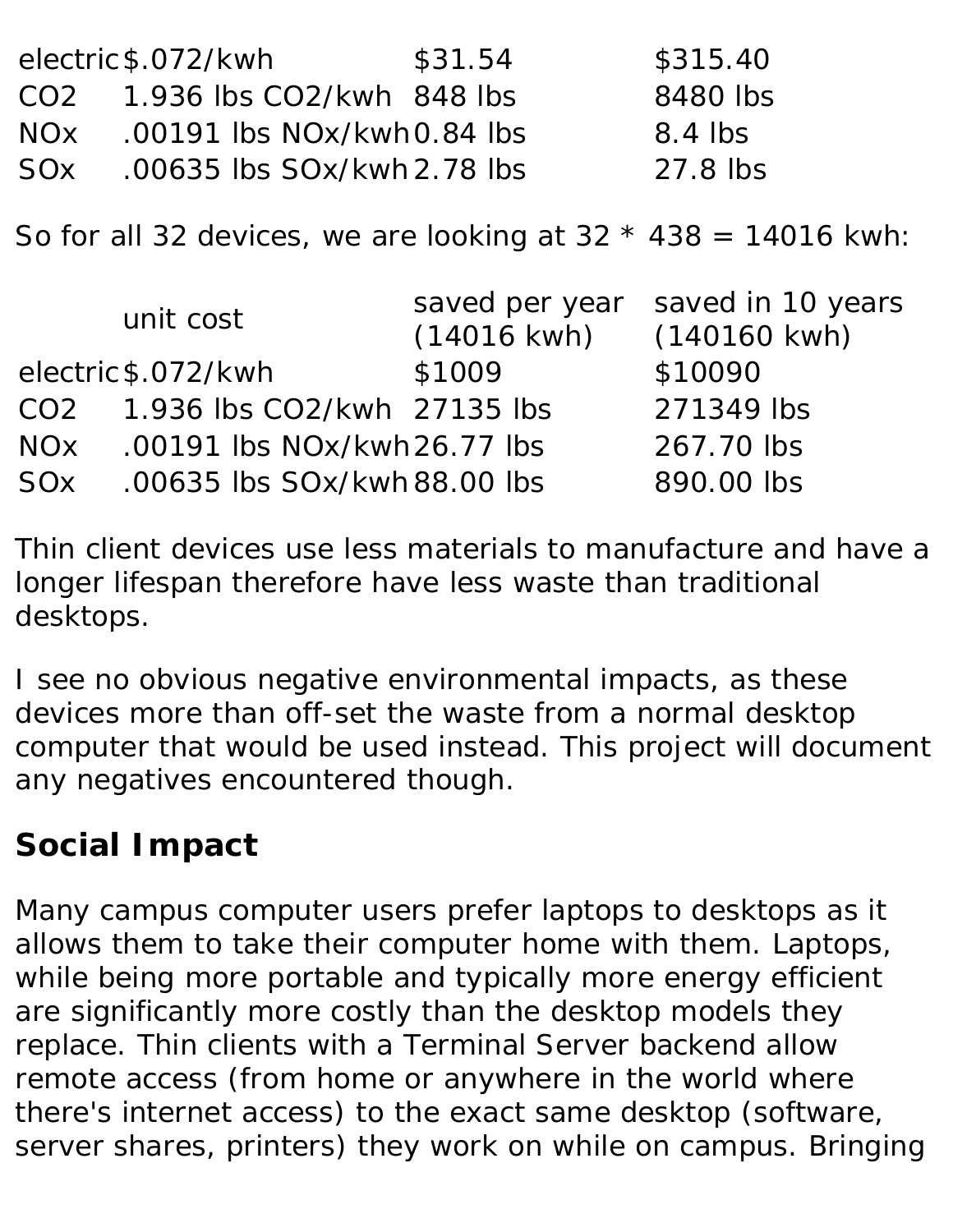| | | | |
|---|---|---|---|
| electric | $.072/kwh | $31.54 | $315.40 |
| $CO_2$ | 1.936 lbs $CO_2$/kwh | 848 lbs | 8480 lbs |
| NOx | .00191 lbs NOx/kwh | 0.84 lbs | 8.4 lbs |
| SOx | .00635 lbs SOx/kwh | 2.78 lbs | 27.8 lbs |

So for all 32 devices, we are looking at 32 * 438 = 14016 kwh:

| | unit cost | saved per year (14016 kwh) | saved in 10 years (140160 kwh) |
|---|---|---|---|
| electric | $.072/kwh | $1009 | $10090 |
| $CO_2$ | 1.936 lbs $CO_2$/kwh | 27135 lbs | 271349 lbs |
| NOx | .00191 lbs NOx/kwh | 26.77 lbs | 267.70 lbs |
| SOx | .00635 lbs SOx/kwh | 88.00 lbs | 890.00 lbs |

Thin client devices use less materials to manufacture and have a longer lifespan therefore have less waste than traditional desktops.

I see no obvious negative environmental impacts, as these devices more than off-set the waste from a normal desktop computer that would be used instead. This project will document any negatives encountered though.

## Social Impact

Many campus computer users prefer laptops to desktops as it allows them to take their computer home with them. Laptops, while being more portable and typically more energy efficient are significantly more costly than the desktop models they replace. Thin clients with a Terminal Server backend allow remote access (from home or anywhere in the world where there's internet access) to the exact same desktop (software, server shares, printers) they work on while on campus. Bringing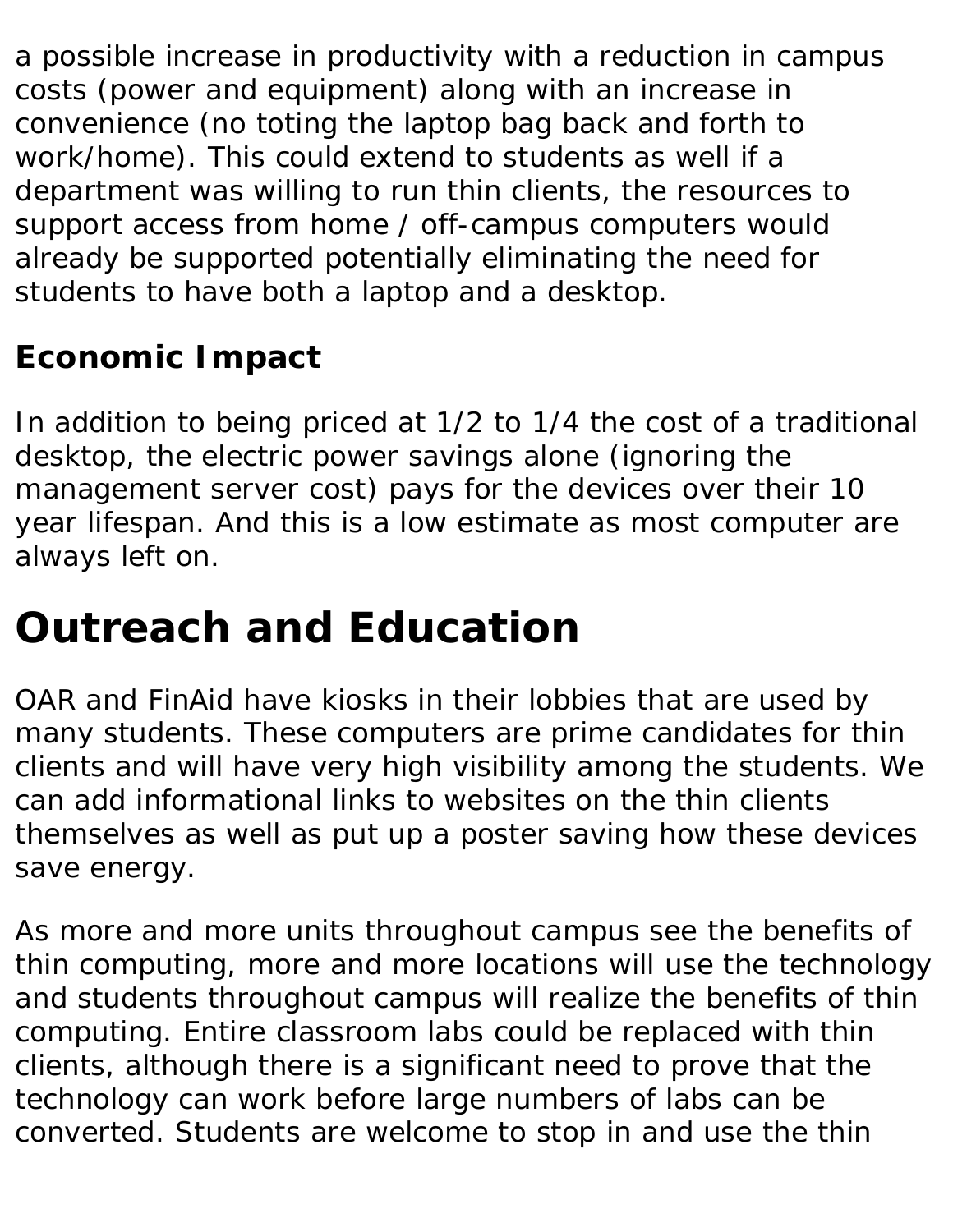a possible increase in productivity with a reduction in campus costs (power and equipment) along with an increase in convenience (no toting the laptop bag back and forth to work/home). This could extend to students as well if a department was willing to run thin clients, the resources to support access from home / off-campus computers would already be supported potentially eliminating the need for students to have both a laptop and a desktop.

### Economic Impact

In addition to being priced at 1/2 to 1/4 the cost of a traditional desktop, the electric power savings alone (ignoring the management server cost) pays for the devices over their 10 year lifespan. And this is a low estimate as most computer are always left on.

# Outreach and Education

OAR and FinAid have kiosks in their lobbies that are used by many students. These computers are prime candidates for thin clients and will have very high visibility among the students. We can add informational links to websites on the thin clients themselves as well as put up a poster saving how these devices save energy.

As more and more units throughout campus see the benefits of thin computing, more and more locations will use the technology and students throughout campus will realize the benefits of thin computing. Entire classroom labs could be replaced with thin clients, although there is a significant need to prove that the technology can work before large numbers of labs can be converted. Students are welcome to stop in and use the thin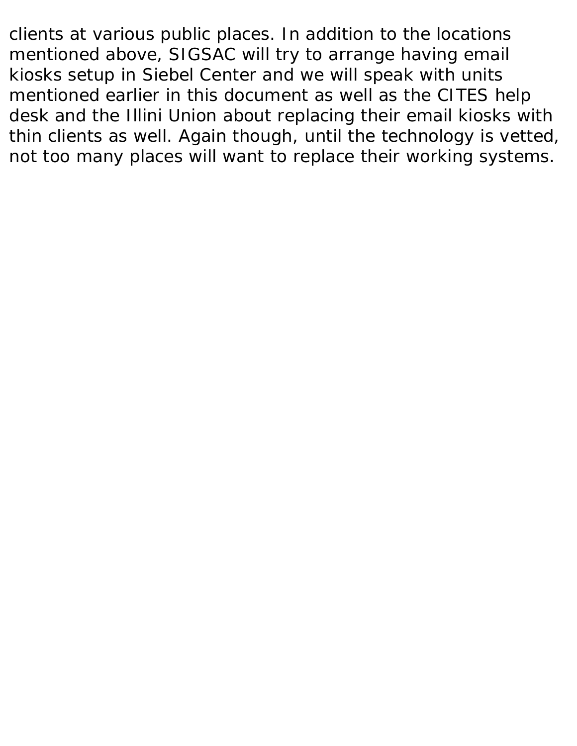clients at various public places. In addition to the locations mentioned above, SIGSAC will try to arrange having email kiosks setup in Siebel Center and we will speak with units mentioned earlier in this document as well as the CITES help desk and the Illini Union about replacing their email kiosks with thin clients as well. Again though, until the technology is vetted, not too many places will want to replace their working systems.